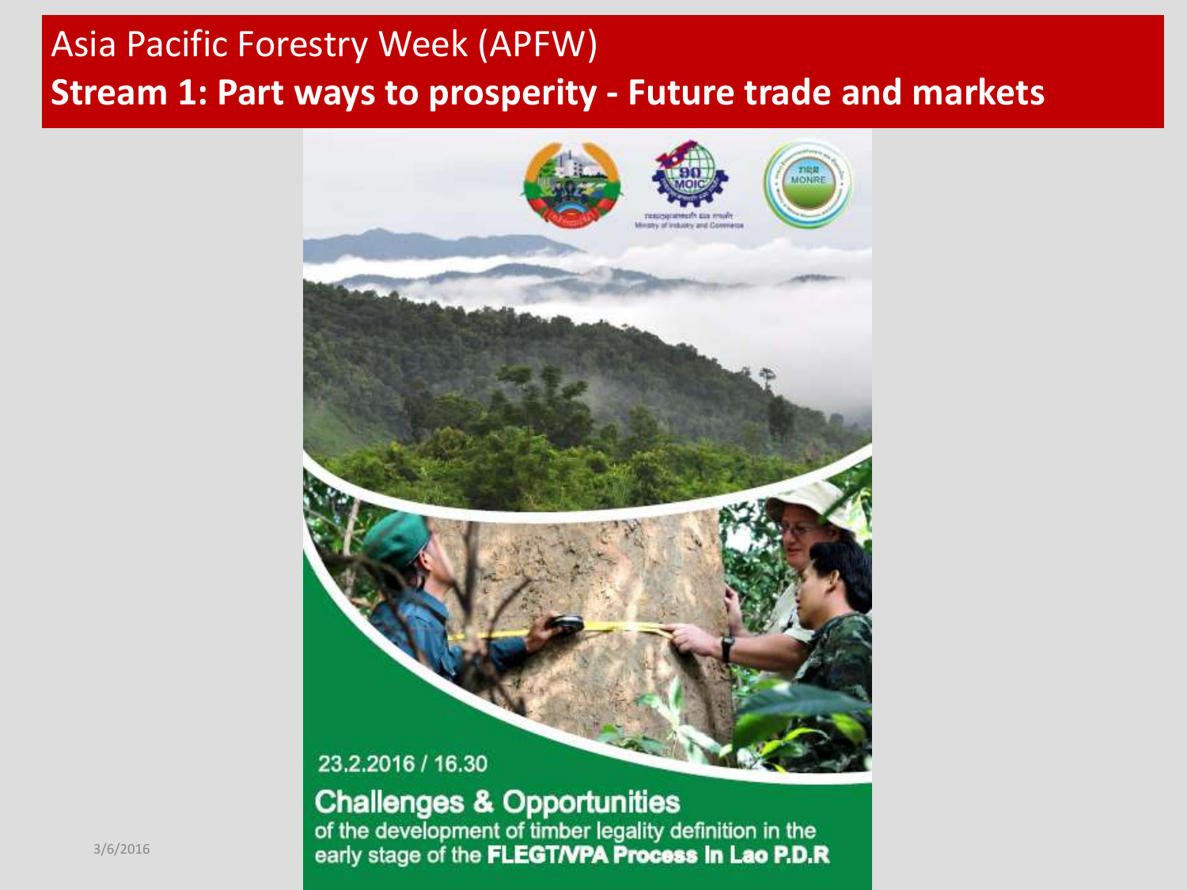# Asia Pacific Forestry Week (APFW)

## Stream 1: Part ways to prosperity - Future trade and markets

Ministry of Industry and Commerce

MONRE

23.2.2016 / 16.30

**Challenges & Opportunities**

of the development of timber legality definition in the early stage of the **FLEGT/VPA Process In Lao P.D.R**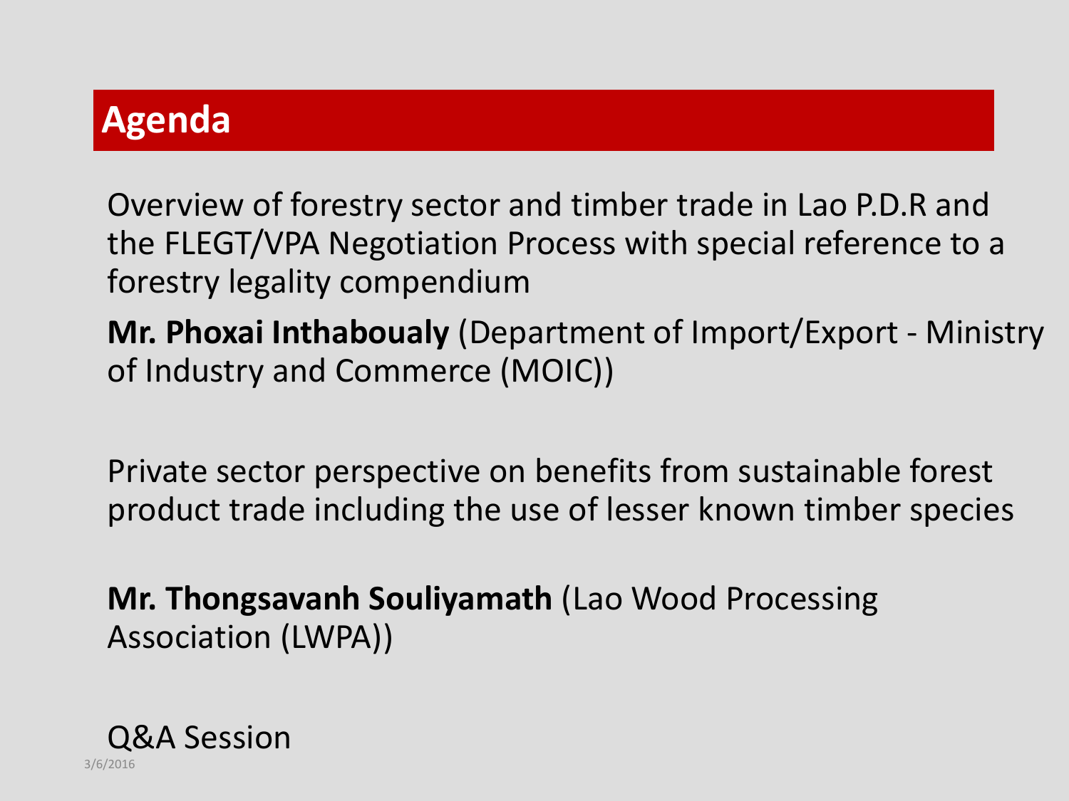# Agenda

Overview of forestry sector and timber trade in Lao P.D.R and the FLEGT/VPA Negotiation Process with special reference to a forestry legality compendium

**Mr. Phoxai Inthaboualy** (Department of Import/Export - Ministry of Industry and Commerce (MOIC))

Private sector perspective on benefits from sustainable forest product trade including the use of lesser known timber species

**Mr. Thongsavanh Souliyamath** (Lao Wood Processing Association (LWPA))

Q&A Session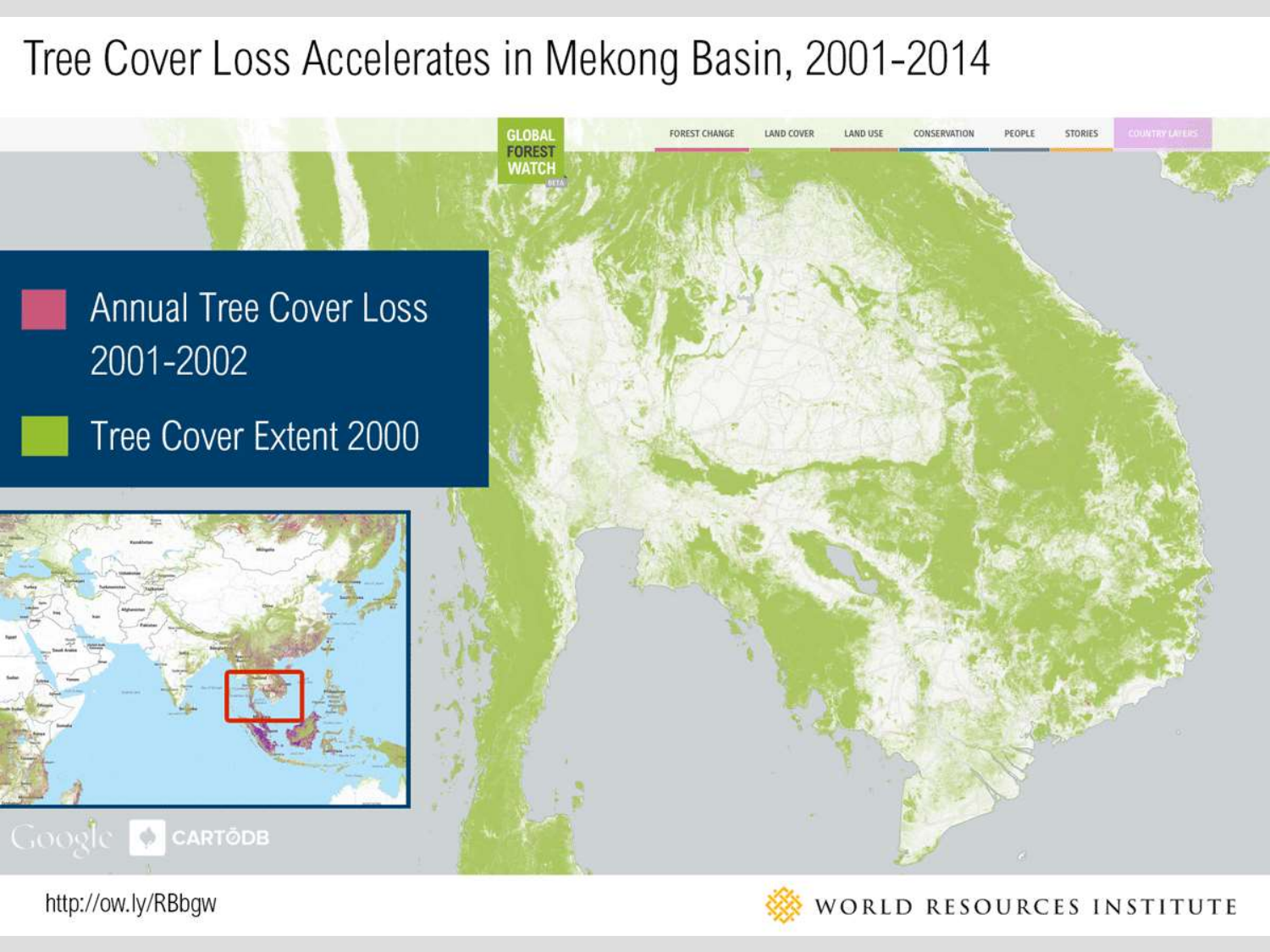# Tree Cover Loss Accelerates in Mekong Basin, 2001-2014

Annual Tree Cover Loss 2001-2002

Tree Cover Extent 2000

http://ow.ly/RBbgw

WORLD RESOURCES INSTITUTE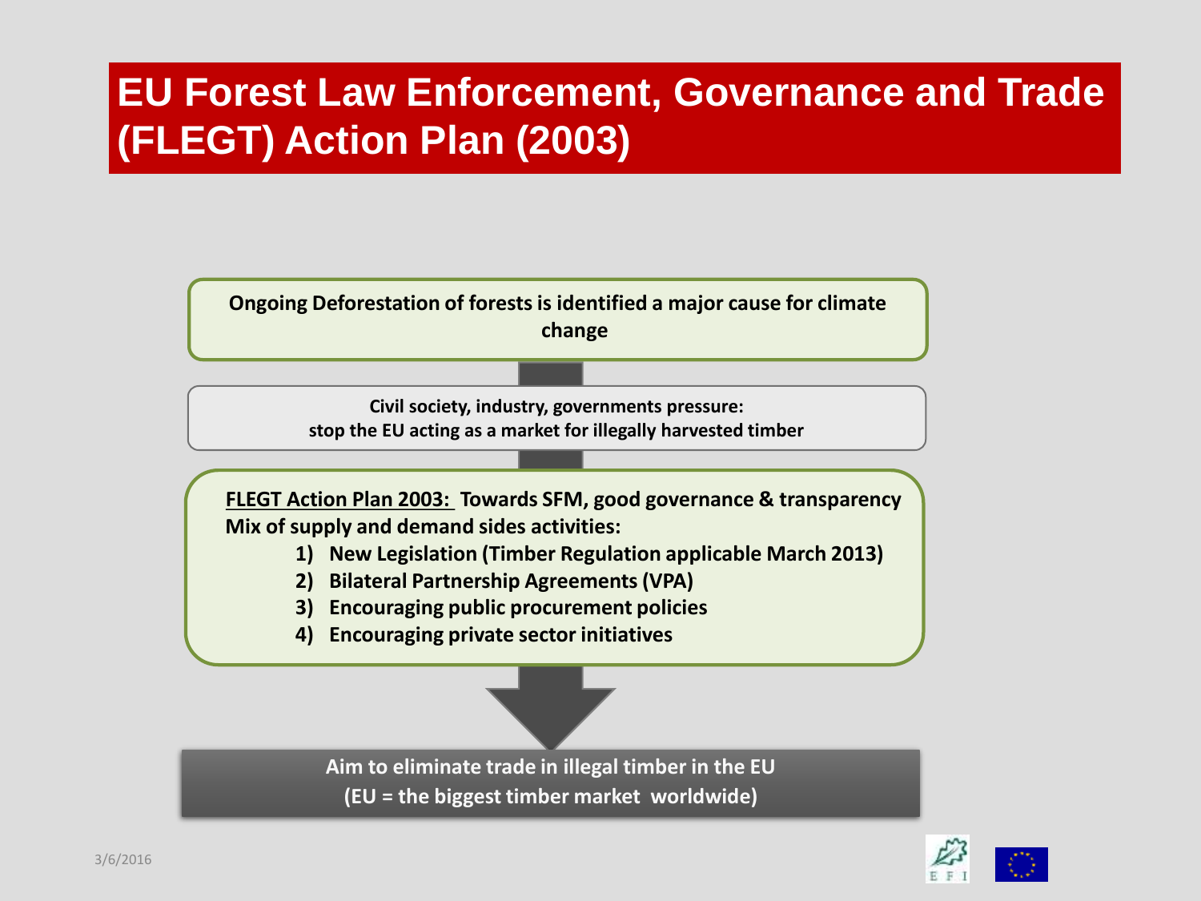# EU Forest Law Enforcement, Governance and Trade (FLEGT) Action Plan (2003)

**Ongoing Deforestation of forests is identified a major cause for climate change**

**Civil society, industry, governments pressure:**
**stop the EU acting as a market for illegally harvested timber**

**FLEGT Action Plan 2003: Towards SFM, good governance & transparency**
**Mix of supply and demand sides activities:**

1) **New Legislation (Timber Regulation applicable March 2013)**
2) **Bilateral Partnership Agreements (VPA)**
3) **Encouraging public procurement policies**
4) **Encouraging private sector initiatives**

**Aim to eliminate trade in illegal timber in the EU**
**(EU = the biggest timber market worldwide)**

3/6/2016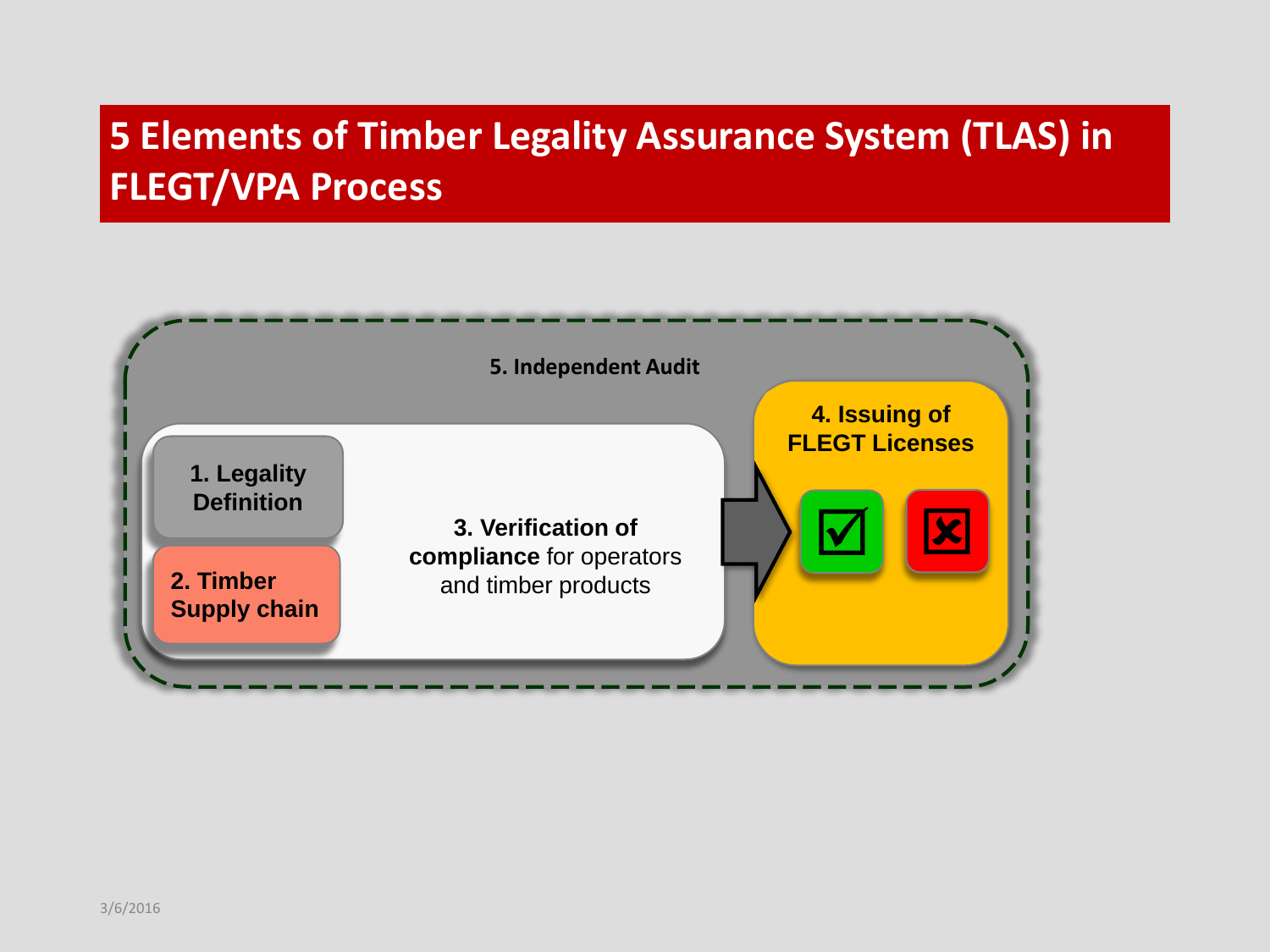# 5 Elements of Timber Legality Assurance System (TLAS) in FLEGT/VPA Process

5. Independent Audit

1. Legality Definition

2. Timber Supply chain

3. Verification of **compliance** for operators and timber products

4. Issuing of FLEGT Licenses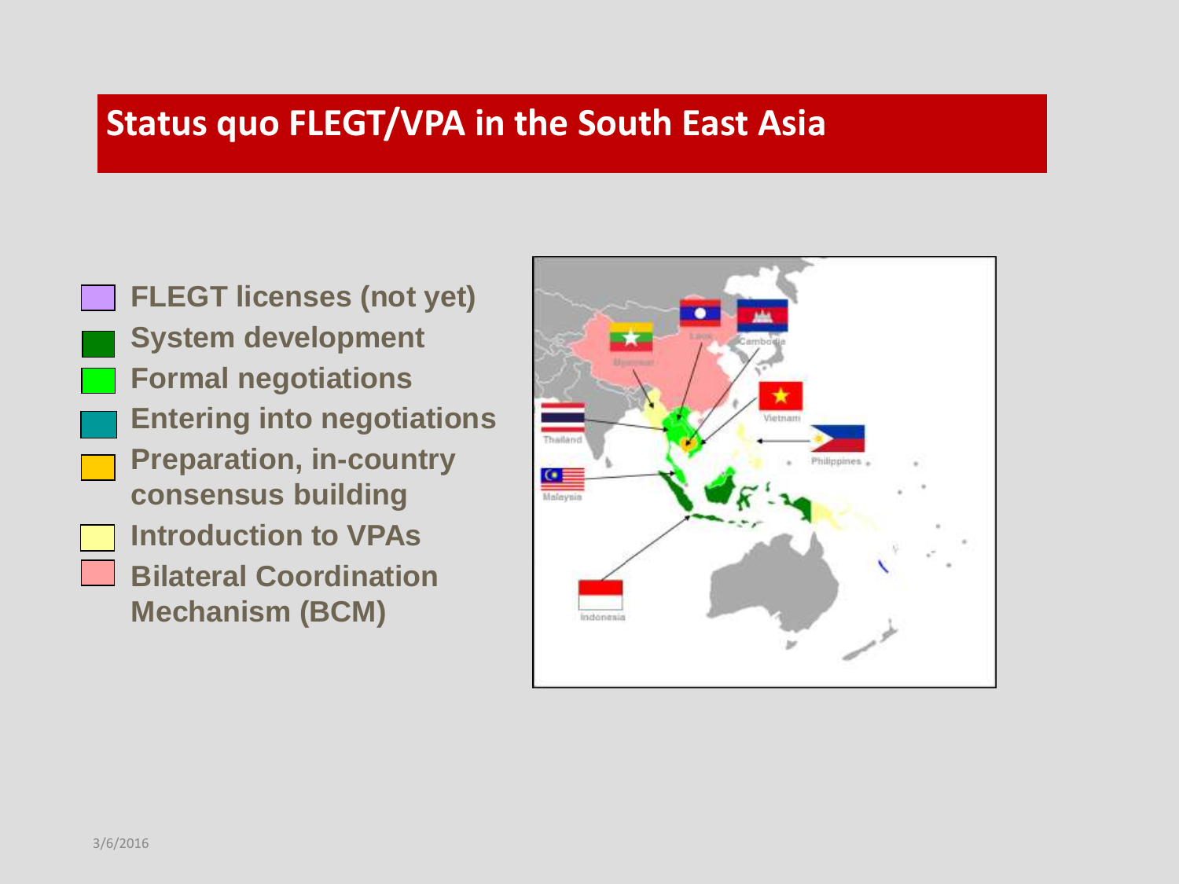## Status quo FLEGT/VPA in the South East Asia

- FLEGT licenses (not yet)
- System development
- Formal negotiations
- Entering into negotiations
- Preparation, in-country consensus building
- Introduction to VPAs
- Bilateral Coordination Mechanism (BCM)

Laos
Cambodia
Myanmar
Vietnam
Thailand
Philippines
Malaysia
Indonesia

3/6/2016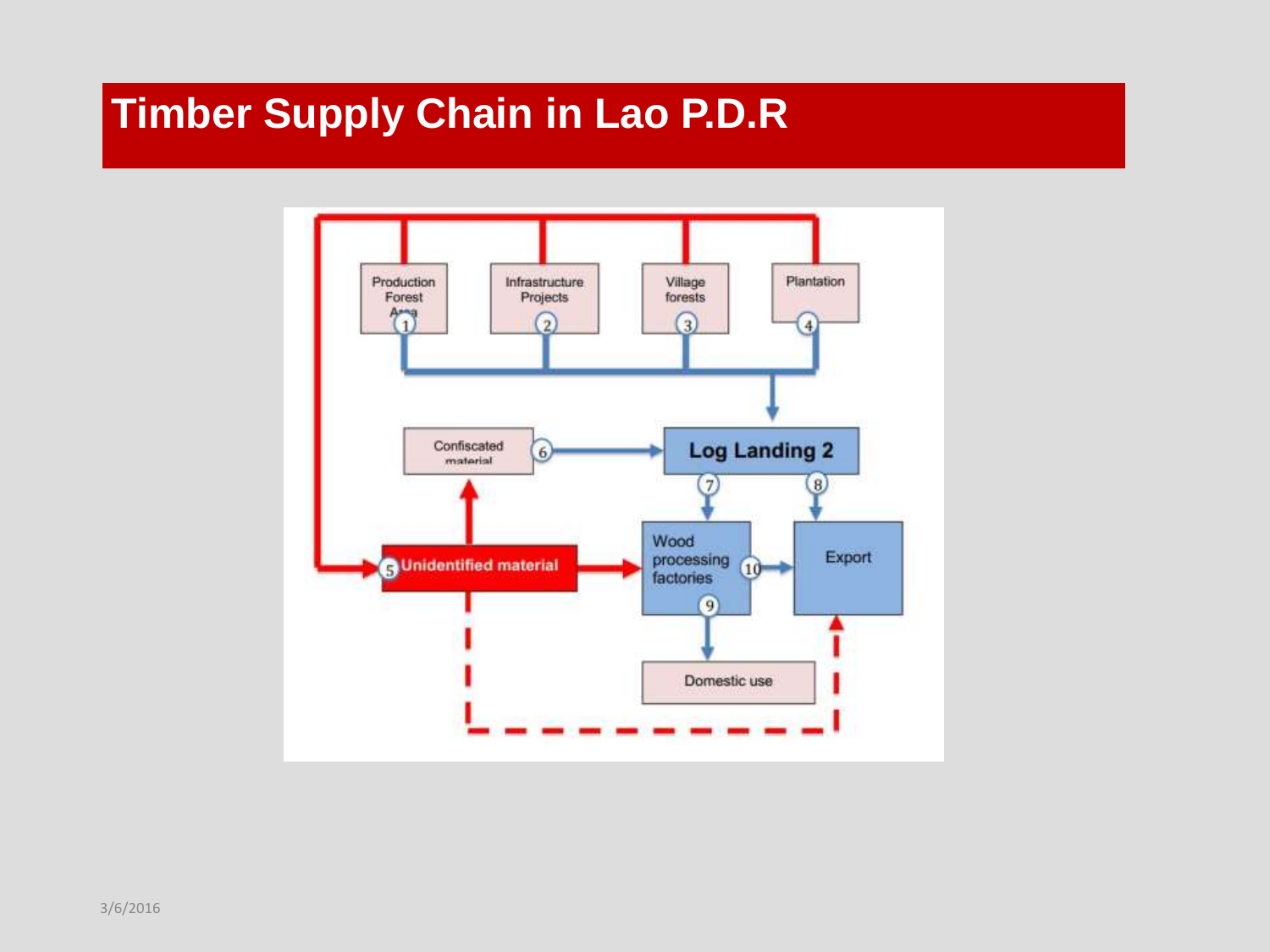# Timber Supply Chain in Lao P.D.R

Production Forest Area 1

Infrastructure Projects 2

Village forests 3

Plantation 4

Confiscated material 6

Log Landing 2

7

8

5 Unidentified material

Wood processing factories

10

Export

9

Domestic use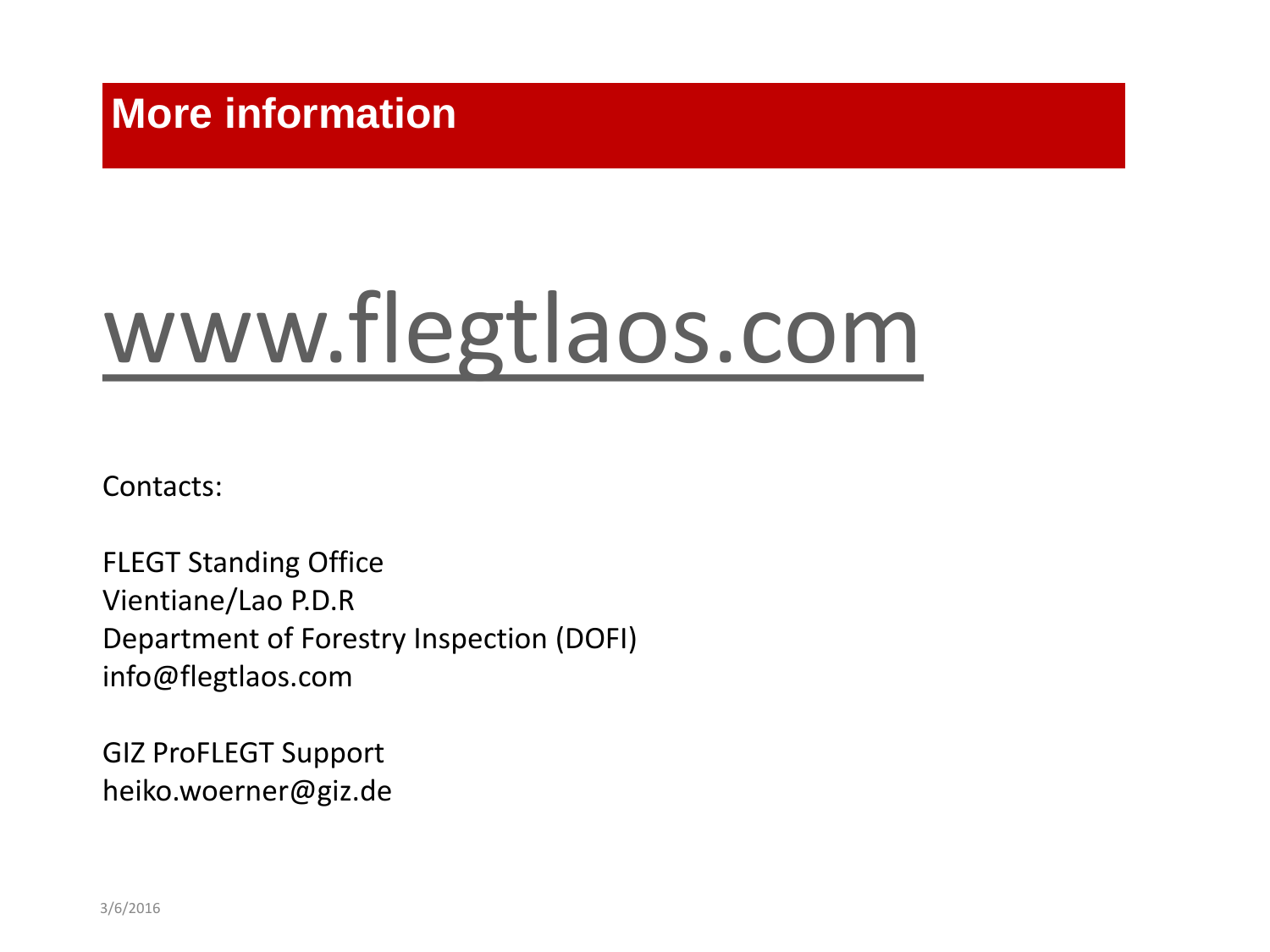# More information

# www.flegtlaos.com

Contacts:

FLEGT Standing Office
Vientiane/Lao P.D.R
Department of Forestry Inspection (DOFI)
info@flegtlaos.com

GIZ ProFLEGT Support
heiko.woerner@giz.de

3/6/2016